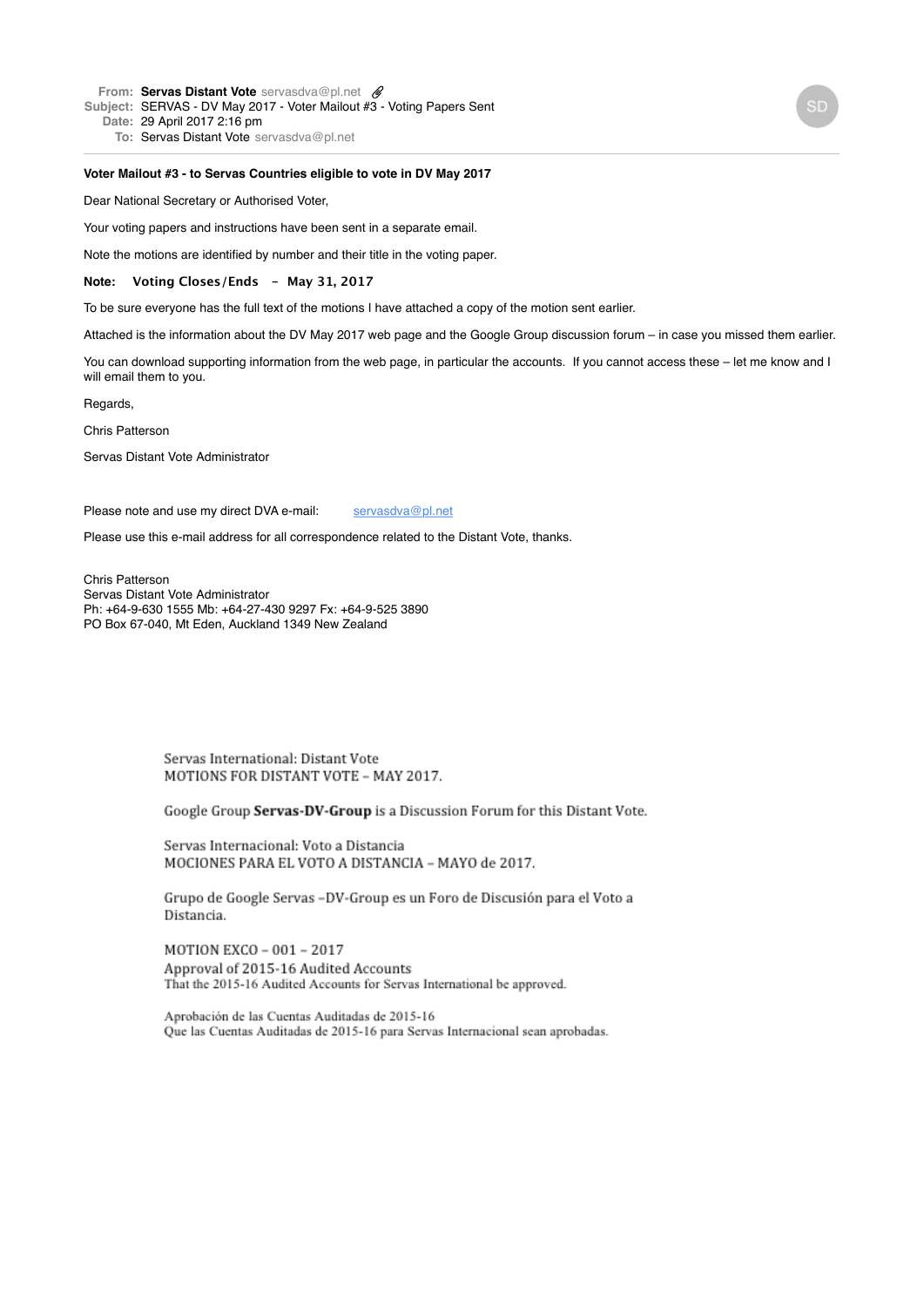**From:** **Servas Distant Vote** servasdva@pl.net
**Subject:** SERVAS - DV May 2017 - Voter Mailout #3 - Voting Papers Sent
**Date:** 29 April 2017 2:16 pm
**To:** Servas Distant Vote servasdva@pl.net

---

**Voter Mailout #3 - to Servas Countries eligible to vote in DV May 2017**

Dear National Secretary or Authorised Voter,

Your voting papers and instructions have been sent in a separate email.

Note the motions are identified by number and their title in the voting paper.

**Note: Voting Closes/Ends – May 31, 2017**

To be sure everyone has the full text of the motions I have attached a copy of the motion sent earlier.

Attached is the information about the DV May 2017 web page and the Google Group discussion forum – in case you missed them earlier.

You can download supporting information from the web page, in particular the accounts. If you cannot access these – let me know and I will email them to you.

Regards,

Chris Patterson

Servas Distant Vote Administrator

Please note and use my direct DVA e-mail: servasdva@pl.net

Please use this e-mail address for all correspondence related to the Distant Vote, thanks.

Chris Patterson
Servas Distant Vote Administrator
Ph: +64-9-630 1555 Mb: +64-27-430 9297 Fx: +64-9-525 3890
PO Box 67-040, Mt Eden, Auckland 1349 New Zealand

Servas International: Distant Vote
MOTIONS FOR DISTANT VOTE – MAY 2017.

Google Group **Servas-DV-Group** is a Discussion Forum for this Distant Vote.

Servas Internacional: Voto a Distancia
MOCIONES PARA EL VOTO A DISTANCIA – MAYO de 2017.

Grupo de Google Servas –DV-Group es un Foro de Discusión para el Voto a Distancia.

MOTION EXCO – 001 – 2017
Approval of 2015-16 Audited Accounts
That the 2015-16 Audited Accounts for Servas International be approved.

Aprobación de las Cuentas Auditadas de 2015-16
Que las Cuentas Auditadas de 2015-16 para Servas Internacional sean aprobadas.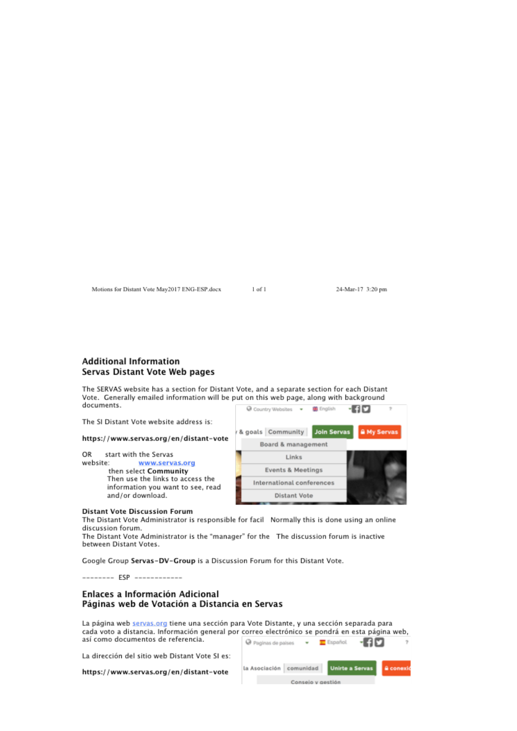## Additional Information
## Servas Distant Vote Web pages

The SERVAS website has a section for Distant Vote, and a separate section for each Distant Vote. Generally emailed information will be put on this web page, along with background documents.

The SI Distant Vote website address is:

**https://www.servas.org/en/distant-vote**

OR start with the Servas website: www.servas.org
then select **Community**
Then use the links to access the information you want to see, read and/or download.

Country Websites English

& goals | Community | Join Servas | My Servas

- Board & management
- Links
- Events & Meetings
- International conferences
- Distant Vote

**Distant Vote Discussion Forum**
The Distant Vote Administrator is responsible for facil Normally this is done using an online discussion forum.
The Distant Vote Administrator is the "manager" for the The discussion forum is inactive between Distant Votes.

Google Group **Servas-DV-Group** is a Discussion Forum for this Distant Vote.

-------- ESP ------------

## Enlaces a Información Adicional
## Páginas web de Votación a Distancia en Servas

La página web servas.org tiene una sección para Vote Distante, y una sección separada para cada voto a distancia. Información general por correo electrónico se pondrá en esta página web, así como documentos de referencia.

La dirección del sitio web Distant Vote SI es:

**https://www.servas.org/en/distant-vote**

Paginas de paises Español

la Asociación | comunidad | Unirte a Servas | conexió

- Consejo y gestión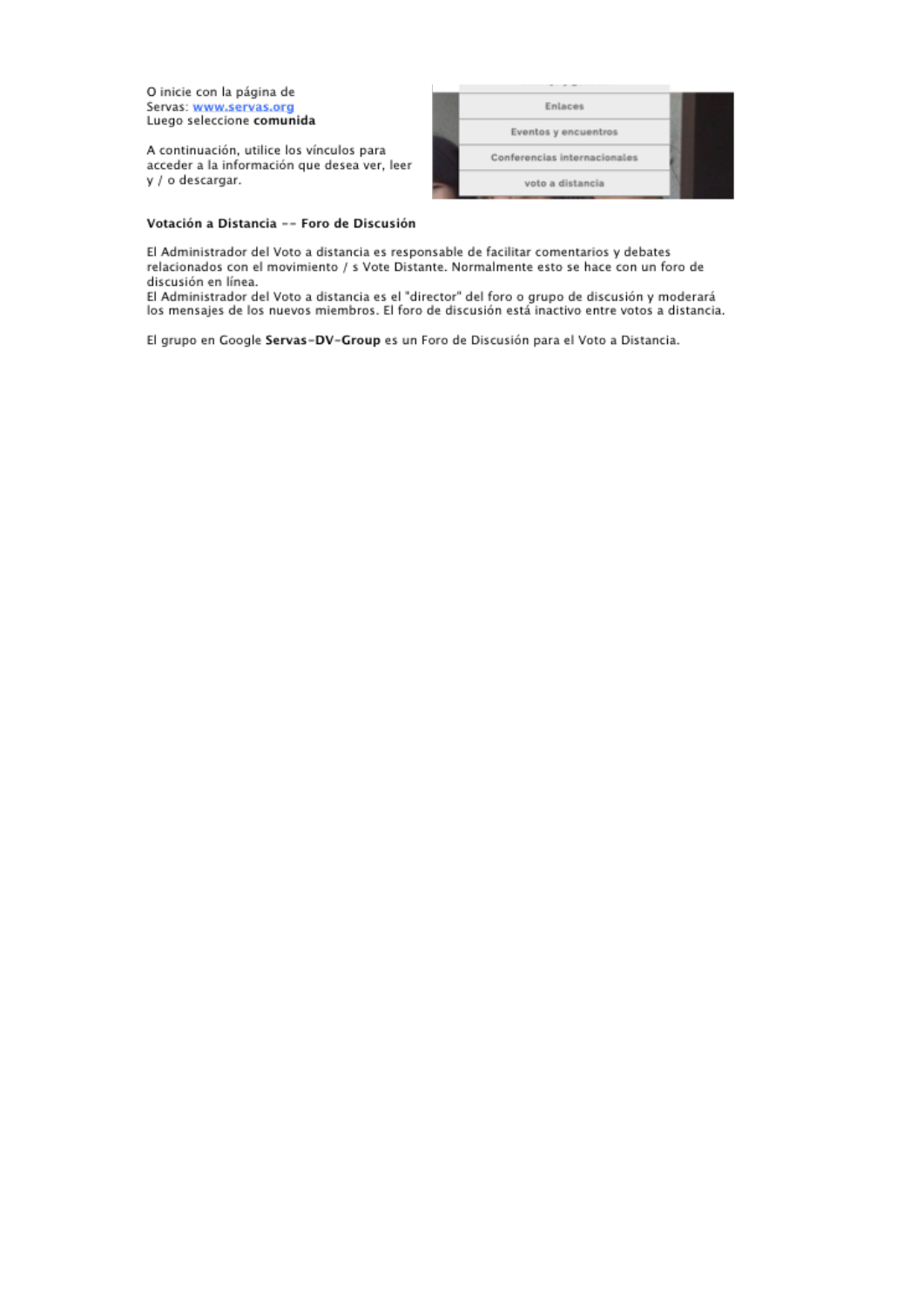O inicie con la página de Servas: www.servas.org
Luego seleccione **comunida**

A continuación, utilice los vínculos para acceder a la información que desea ver, leer y / o descargar.

Enlaces
Eventos y encuentros
Conferencias internacionales
voto a distancia

**Votación a Distancia -- Foro de Discusión**

El Administrador del Voto a distancia es responsable de facilitar comentarios y debates relacionados con el movimiento / s Vote Distante. Normalmente esto se hace con un foro de discusión en línea.
El Administrador del Voto a distancia es el "director" del foro o grupo de discusión y moderará los mensajes de los nuevos miembros. El foro de discusión está inactivo entre votos a distancia.

El grupo en Google **Servas-DV-Group** es un Foro de Discusión para el Voto a Distancia.